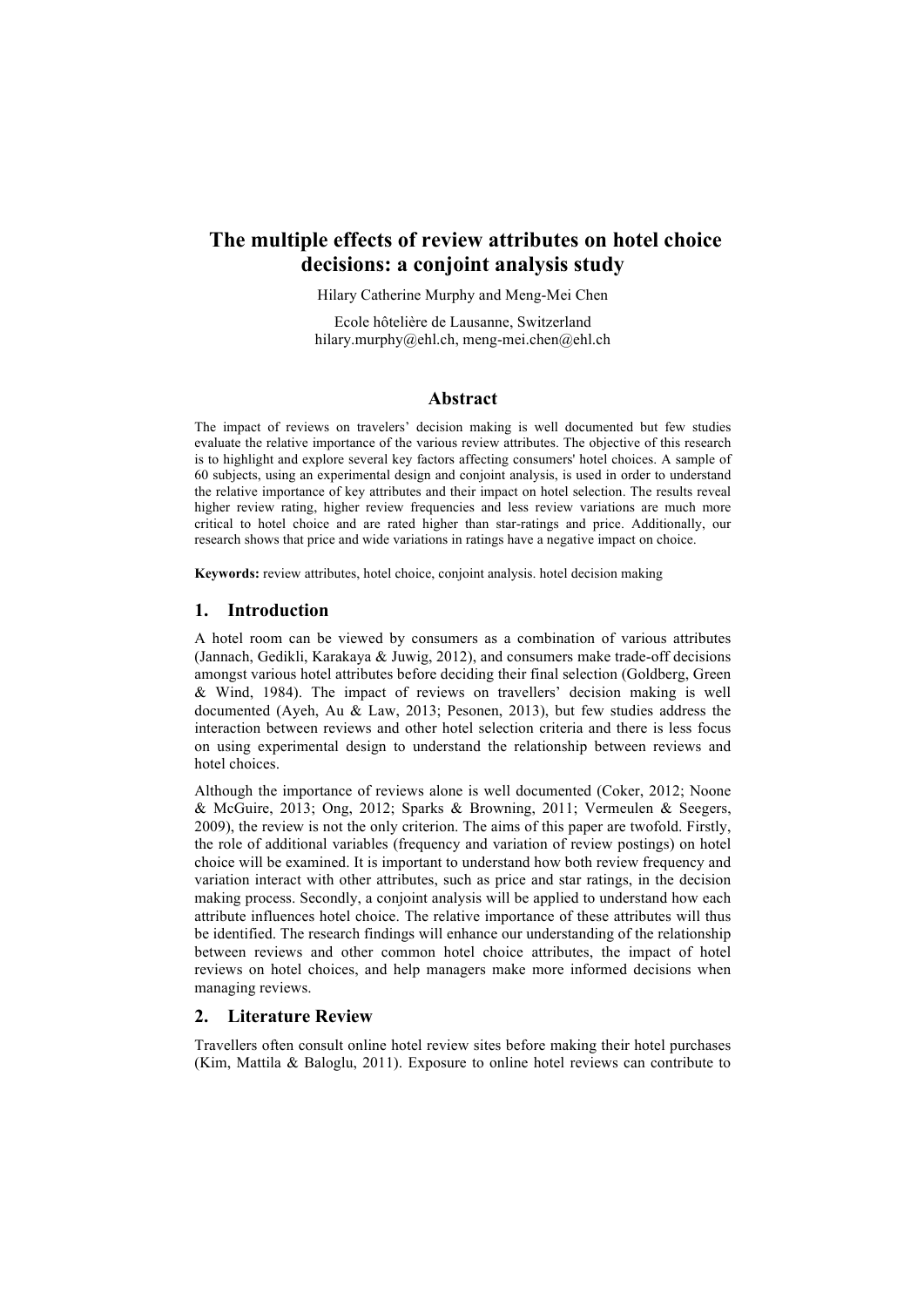# The multiple effects of review attributes on hotel choice decisions: a conjoint analysis study

Hilary Catherine Murphy and Meng-Mei Chen

Ecole hôtelière de Lausanne, Switzerland
hilary.murphy@ehl.ch, meng-mei.chen@ehl.ch

## Abstract

The impact of reviews on travelers' decision making is well documented but few studies evaluate the relative importance of the various review attributes. The objective of this research is to highlight and explore several key factors affecting consumers' hotel choices. A sample of 60 subjects, using an experimental design and conjoint analysis, is used in order to understand the relative importance of key attributes and their impact on hotel selection. The results reveal higher review rating, higher review frequencies and less review variations are much more critical to hotel choice and are rated higher than star-ratings and price. Additionally, our research shows that price and wide variations in ratings have a negative impact on choice.

**Keywords:** review attributes, hotel choice, conjoint analysis. hotel decision making

## 1. Introduction

A hotel room can be viewed by consumers as a combination of various attributes (Jannach, Gedikli, Karakaya & Juwig, 2012), and consumers make trade-off decisions amongst various hotel attributes before deciding their final selection (Goldberg, Green & Wind, 1984). The impact of reviews on travellers' decision making is well documented (Ayeh, Au & Law, 2013; Pesonen, 2013), but few studies address the interaction between reviews and other hotel selection criteria and there is less focus on using experimental design to understand the relationship between reviews and hotel choices.

Although the importance of reviews alone is well documented (Coker, 2012; Noone & McGuire, 2013; Ong, 2012; Sparks & Browning, 2011; Vermeulen & Seegers, 2009), the review is not the only criterion. The aims of this paper are twofold. Firstly, the role of additional variables (frequency and variation of review postings) on hotel choice will be examined. It is important to understand how both review frequency and variation interact with other attributes, such as price and star ratings, in the decision making process. Secondly, a conjoint analysis will be applied to understand how each attribute influences hotel choice. The relative importance of these attributes will thus be identified. The research findings will enhance our understanding of the relationship between reviews and other common hotel choice attributes, the impact of hotel reviews on hotel choices, and help managers make more informed decisions when managing reviews.

## 2. Literature Review

Travellers often consult online hotel review sites before making their hotel purchases (Kim, Mattila & Baloglu, 2011). Exposure to online hotel reviews can contribute to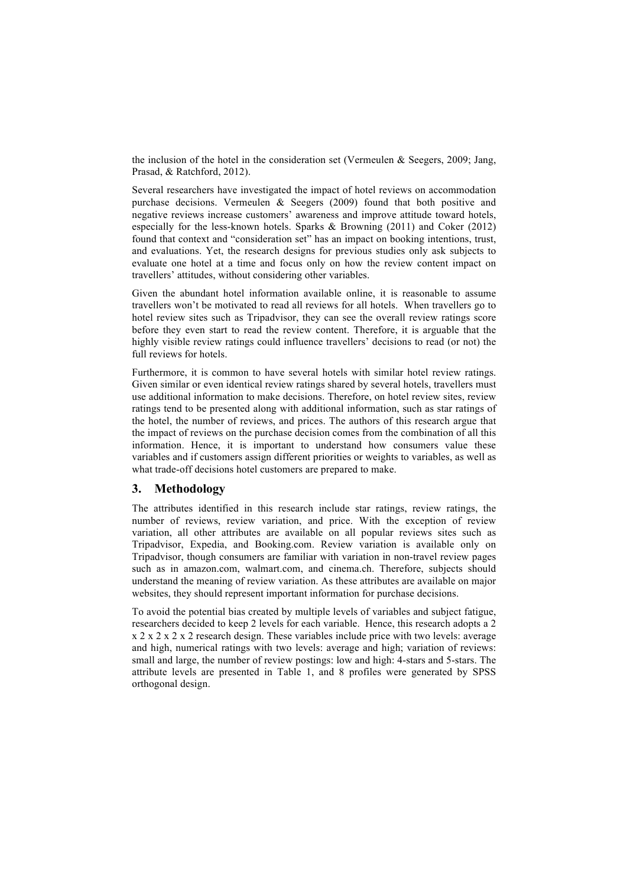the inclusion of the hotel in the consideration set (Vermeulen & Seegers, 2009; Jang, Prasad, & Ratchford, 2012).

Several researchers have investigated the impact of hotel reviews on accommodation purchase decisions. Vermeulen & Seegers (2009) found that both positive and negative reviews increase customers' awareness and improve attitude toward hotels, especially for the less-known hotels. Sparks & Browning (2011) and Coker (2012) found that context and "consideration set" has an impact on booking intentions, trust, and evaluations. Yet, the research designs for previous studies only ask subjects to evaluate one hotel at a time and focus only on how the review content impact on travellers' attitudes, without considering other variables.

Given the abundant hotel information available online, it is reasonable to assume travellers won't be motivated to read all reviews for all hotels. When travellers go to hotel review sites such as Tripadvisor, they can see the overall review ratings score before they even start to read the review content. Therefore, it is arguable that the highly visible review ratings could influence travellers' decisions to read (or not) the full reviews for hotels.

Furthermore, it is common to have several hotels with similar hotel review ratings. Given similar or even identical review ratings shared by several hotels, travellers must use additional information to make decisions. Therefore, on hotel review sites, review ratings tend to be presented along with additional information, such as star ratings of the hotel, the number of reviews, and prices. The authors of this research argue that the impact of reviews on the purchase decision comes from the combination of all this information. Hence, it is important to understand how consumers value these variables and if customers assign different priorities or weights to variables, as well as what trade-off decisions hotel customers are prepared to make.

## 3. Methodology

The attributes identified in this research include star ratings, review ratings, the number of reviews, review variation, and price. With the exception of review variation, all other attributes are available on all popular reviews sites such as Tripadvisor, Expedia, and Booking.com. Review variation is available only on Tripadvisor, though consumers are familiar with variation in non-travel review pages such as in amazon.com, walmart.com, and cinema.ch. Therefore, subjects should understand the meaning of review variation. As these attributes are available on major websites, they should represent important information for purchase decisions.

To avoid the potential bias created by multiple levels of variables and subject fatigue, researchers decided to keep 2 levels for each variable. Hence, this research adopts a 2 x 2 x 2 x 2 x 2 research design. These variables include price with two levels: average and high, numerical ratings with two levels: average and high; variation of reviews: small and large, the number of review postings: low and high: 4-stars and 5-stars. The attribute levels are presented in Table 1, and 8 profiles were generated by SPSS orthogonal design.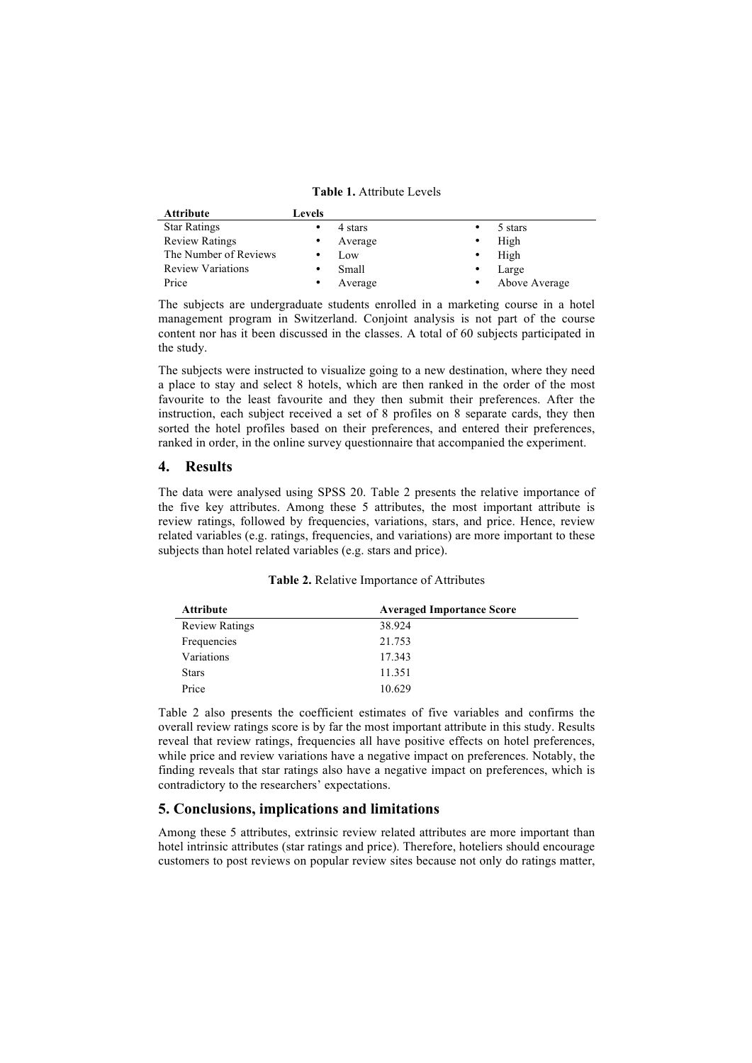**Table 1.** Attribute Levels

| Attribute | Levels | |
|---|---|---|
| Star Ratings | • 4 stars | • 5 stars |
| Review Ratings | • Average | • High |
| The Number of Reviews | • Low | • High |
| Review Variations | • Small | • Large |
| Price | • Average | • Above Average |

The subjects are undergraduate students enrolled in a marketing course in a hotel management program in Switzerland. Conjoint analysis is not part of the course content nor has it been discussed in the classes. A total of 60 subjects participated in the study.

The subjects were instructed to visualize going to a new destination, where they need a place to stay and select 8 hotels, which are then ranked in the order of the most favourite to the least favourite and they then submit their preferences. After the instruction, each subject received a set of 8 profiles on 8 separate cards, they then sorted the hotel profiles based on their preferences, and entered their preferences, ranked in order, in the online survey questionnaire that accompanied the experiment.

## 4. Results

The data were analysed using SPSS 20. Table 2 presents the relative importance of the five key attributes. Among these 5 attributes, the most important attribute is review ratings, followed by frequencies, variations, stars, and price. Hence, review related variables (e.g. ratings, frequencies, and variations) are more important to these subjects than hotel related variables (e.g. stars and price).

**Table 2.** Relative Importance of Attributes

| Attribute | Averaged Importance Score |
|---|---|
| Review Ratings | 38.924 |
| Frequencies | 21.753 |
| Variations | 17.343 |
| Stars | 11.351 |
| Price | 10.629 |

Table 2 also presents the coefficient estimates of five variables and confirms the overall review ratings score is by far the most important attribute in this study. Results reveal that review ratings, frequencies all have positive effects on hotel preferences, while price and review variations have a negative impact on preferences. Notably, the finding reveals that star ratings also have a negative impact on preferences, which is contradictory to the researchers' expectations.

## 5. Conclusions, implications and limitations

Among these 5 attributes, extrinsic review related attributes are more important than hotel intrinsic attributes (star ratings and price). Therefore, hoteliers should encourage customers to post reviews on popular review sites because not only do ratings matter,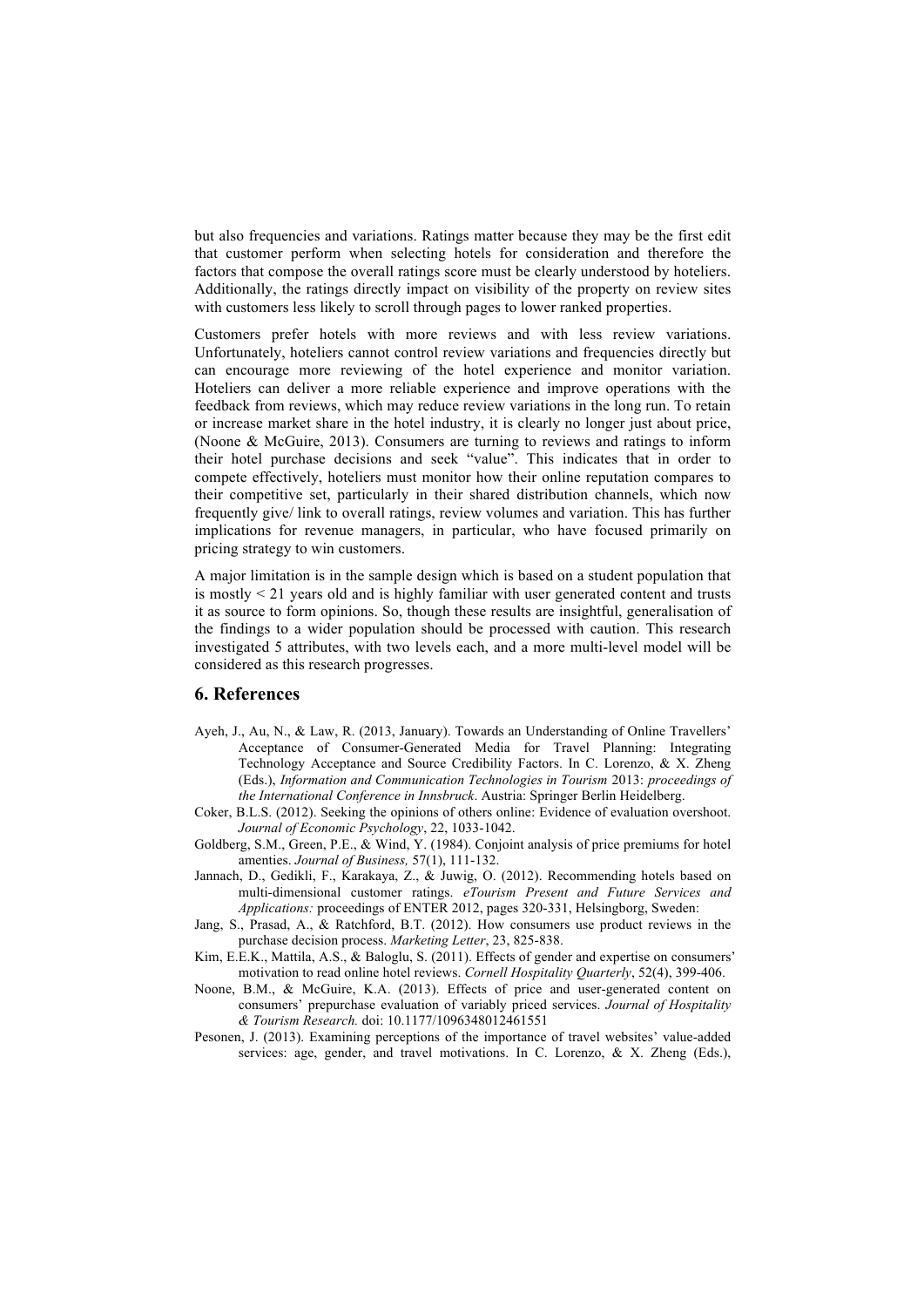but also frequencies and variations. Ratings matter because they may be the first edit that customer perform when selecting hotels for consideration and therefore the factors that compose the overall ratings score must be clearly understood by hoteliers. Additionally, the ratings directly impact on visibility of the property on review sites with customers less likely to scroll through pages to lower ranked properties.

Customers prefer hotels with more reviews and with less review variations. Unfortunately, hoteliers cannot control review variations and frequencies directly but can encourage more reviewing of the hotel experience and monitor variation. Hoteliers can deliver a more reliable experience and improve operations with the feedback from reviews, which may reduce review variations in the long run. To retain or increase market share in the hotel industry, it is clearly no longer just about price, (Noone & McGuire, 2013). Consumers are turning to reviews and ratings to inform their hotel purchase decisions and seek "value". This indicates that in order to compete effectively, hoteliers must monitor how their online reputation compares to their competitive set, particularly in their shared distribution channels, which now frequently give/ link to overall ratings, review volumes and variation. This has further implications for revenue managers, in particular, who have focused primarily on pricing strategy to win customers.

A major limitation is in the sample design which is based on a student population that is mostly < 21 years old and is highly familiar with user generated content and trusts it as source to form opinions. So, though these results are insightful, generalisation of the findings to a wider population should be processed with caution. This research investigated 5 attributes, with two levels each, and a more multi-level model will be considered as this research progresses.

## 6. References

Ayeh, J., Au, N., & Law, R. (2013, January). Towards an Understanding of Online Travellers' Acceptance of Consumer-Generated Media for Travel Planning: Integrating Technology Acceptance and Source Credibility Factors. In C. Lorenzo, & X. Zheng (Eds.), *Information and Communication Technologies in Tourism* 2013: *proceedings of the International Conference in Innsbruck*. Austria: Springer Berlin Heidelberg.

Coker, B.L.S. (2012). Seeking the opinions of others online: Evidence of evaluation overshoot. *Journal of Economic Psychology*, 22, 1033-1042.

Goldberg, S.M., Green, P.E., & Wind, Y. (1984). Conjoint analysis of price premiums for hotel amenities. *Journal of Business,* 57(1), 111-132.

Jannach, D., Gedikli, F., Karakaya, Z., & Juwig, O. (2012). Recommending hotels based on multi-dimensional customer ratings. *eTourism Present and Future Services and Applications:* proceedings of ENTER 2012, pages 320-331, Helsingborg, Sweden:

Jang, S., Prasad, A., & Ratchford, B.T. (2012). How consumers use product reviews in the purchase decision process. *Marketing Letter*, 23, 825-838.

Kim, E.E.K., Mattila, A.S., & Baloglu, S. (2011). Effects of gender and expertise on consumers' motivation to read online hotel reviews. *Cornell Hospitality Quarterly*, 52(4), 399-406.

Noone, B.M., & McGuire, K.A. (2013). Effects of price and user-generated content on consumers' prepurchase evaluation of variably priced services. *Journal of Hospitality & Tourism Research.* doi: 10.1177/1096348012461551

Pesonen, J. (2013). Examining perceptions of the importance of travel websites' value-added services: age, gender, and travel motivations. In C. Lorenzo, & X. Zheng (Eds.),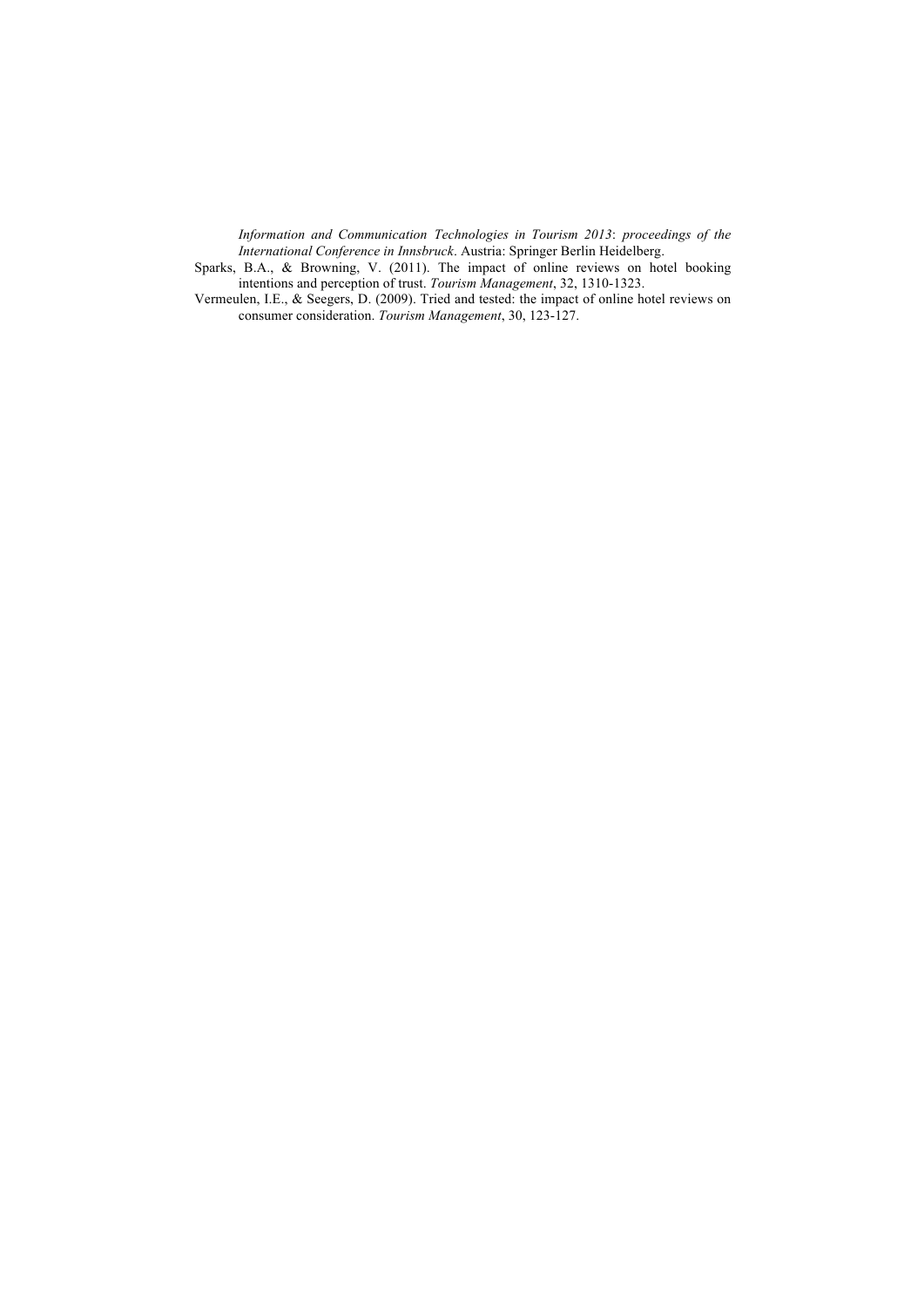*Information and Communication Technologies in Tourism 2013*: *proceedings of the International Conference in Innsbruck*. Austria: Springer Berlin Heidelberg.

Sparks, B.A., & Browning, V. (2011). The impact of online reviews on hotel booking intentions and perception of trust. *Tourism Management*, 32, 1310-1323.

Vermeulen, I.E., & Seegers, D. (2009). Tried and tested: the impact of online hotel reviews on consumer consideration. *Tourism Management*, 30, 123-127.